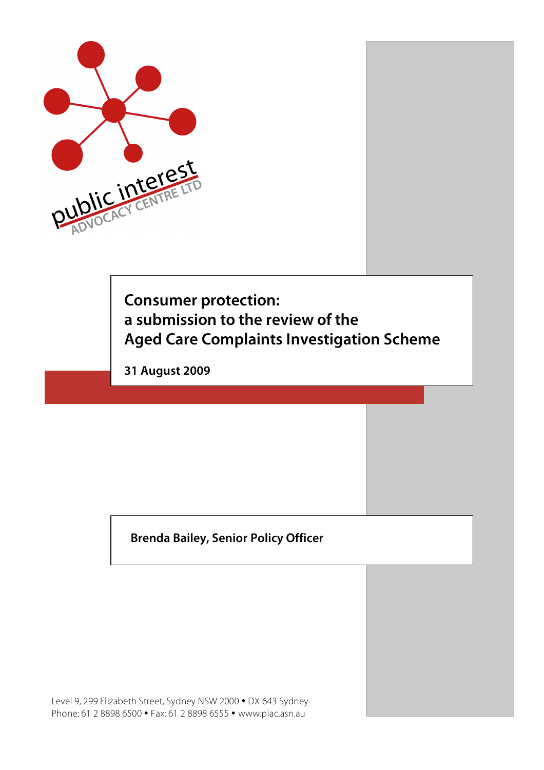public interest
ADVOCACY CENTRE LTD

# Consumer protection: a submission to the review of the Aged Care Complaints Investigation Scheme

**31 August 2009**

**Brenda Bailey, Senior Policy Officer**

Level 9, 299 Elizabeth Street, Sydney NSW 2000 • DX 643 Sydney
Phone: 61 2 8898 6500 • Fax: 61 2 8898 6555 • www.piac.asn.au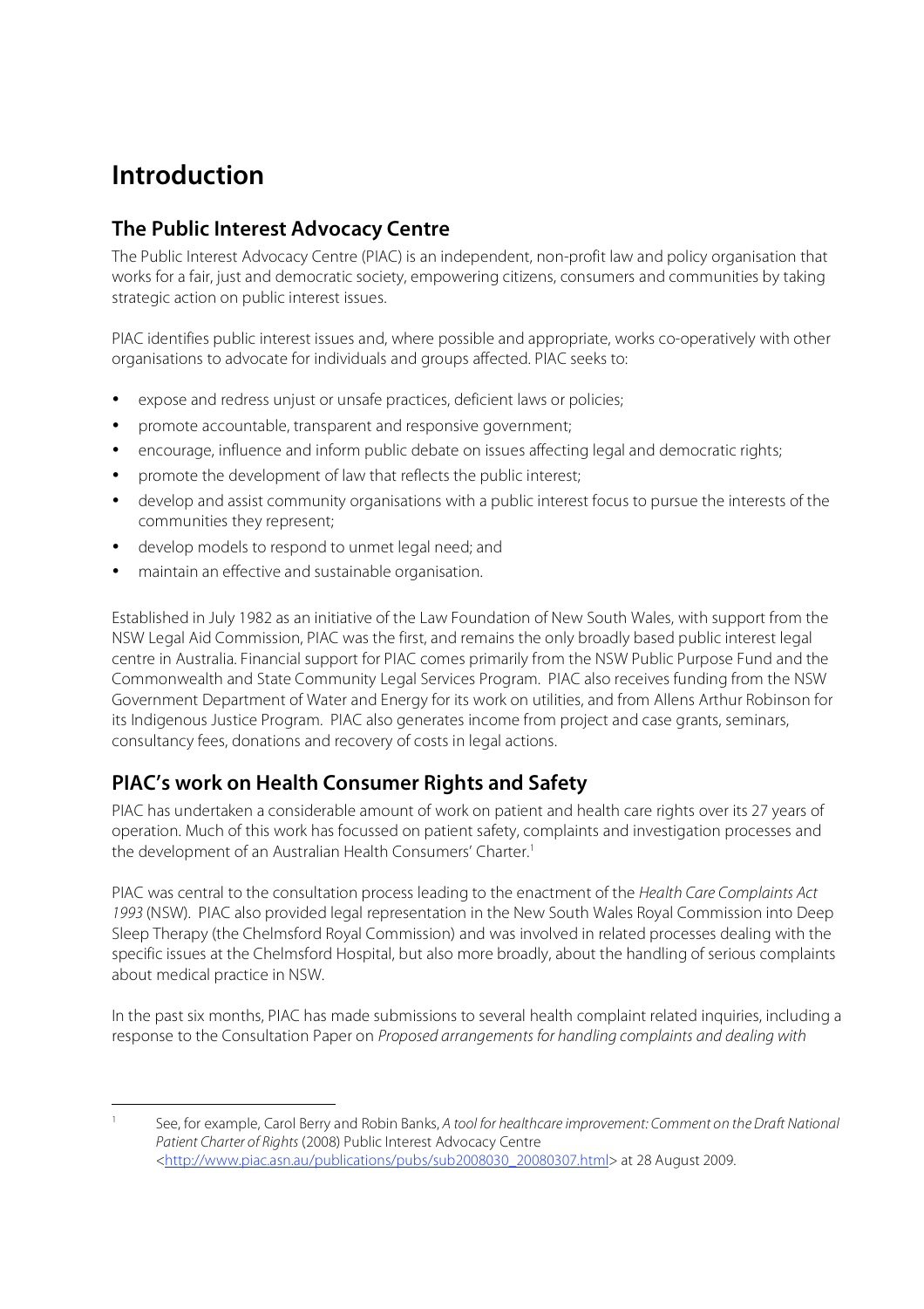# Introduction

## The Public Interest Advocacy Centre

The Public Interest Advocacy Centre (PIAC) is an independent, non-profit law and policy organisation that works for a fair, just and democratic society, empowering citizens, consumers and communities by taking strategic action on public interest issues.

PIAC identifies public interest issues and, where possible and appropriate, works co-operatively with other organisations to advocate for individuals and groups affected. PIAC seeks to:

- expose and redress unjust or unsafe practices, deficient laws or policies;
- promote accountable, transparent and responsive government;
- encourage, influence and inform public debate on issues affecting legal and democratic rights;
- promote the development of law that reflects the public interest;
- develop and assist community organisations with a public interest focus to pursue the interests of the communities they represent;
- develop models to respond to unmet legal need; and
- maintain an effective and sustainable organisation.

Established in July 1982 as an initiative of the Law Foundation of New South Wales, with support from the NSW Legal Aid Commission, PIAC was the first, and remains the only broadly based public interest legal centre in Australia. Financial support for PIAC comes primarily from the NSW Public Purpose Fund and the Commonwealth and State Community Legal Services Program. PIAC also receives funding from the NSW Government Department of Water and Energy for its work on utilities, and from Allens Arthur Robinson for its Indigenous Justice Program. PIAC also generates income from project and case grants, seminars, consultancy fees, donations and recovery of costs in legal actions.

## PIAC's work on Health Consumer Rights and Safety

PIAC has undertaken a considerable amount of work on patient and health care rights over its 27 years of operation. Much of this work has focussed on patient safety, complaints and investigation processes and the development of an Australian Health Consumers' Charter.[1]

PIAC was central to the consultation process leading to the enactment of the *Health Care Complaints Act 1993* (NSW). PIAC also provided legal representation in the New South Wales Royal Commission into Deep Sleep Therapy (the Chelmsford Royal Commission) and was involved in related processes dealing with the specific issues at the Chelmsford Hospital, but also more broadly, about the handling of serious complaints about medical practice in NSW.

In the past six months, PIAC has made submissions to several health complaint related inquiries, including a response to the Consultation Paper on *Proposed arrangements for handling complaints and dealing with*

---

[1] See, for example, Carol Berry and Robin Banks, *A tool for healthcare improvement: Comment on the Draft National Patient Charter of Rights* (2008) Public Interest Advocacy Centre <http://www.piac.asn.au/publications/pubs/sub2008030_20080307.html> at 28 August 2009.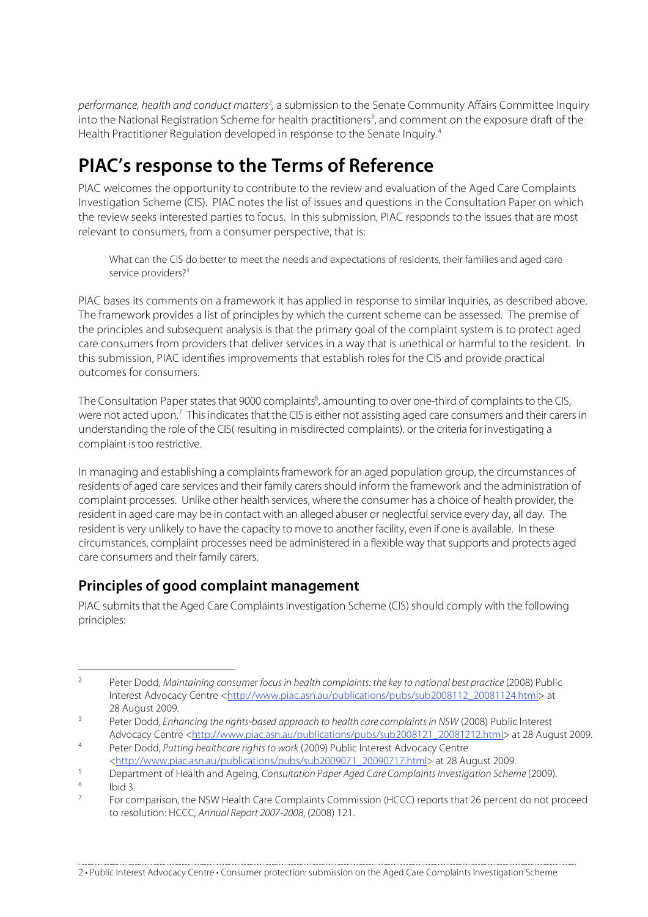*performance, health and conduct matters*[2], a submission to the Senate Community Affairs Committee Inquiry into the National Registration Scheme for health practitioners[3], and comment on the exposure draft of the Health Practitioner Regulation developed in response to the Senate Inquiry.[4]

# PIAC's response to the Terms of Reference

PIAC welcomes the opportunity to contribute to the review and evaluation of the Aged Care Complaints Investigation Scheme (CIS). PIAC notes the list of issues and questions in the Consultation Paper on which the review seeks interested parties to focus. In this submission, PIAC responds to the issues that are most relevant to consumers, from a consumer perspective, that is:

> What can the CIS do better to meet the needs and expectations of residents, their families and aged care service providers?[5]

PIAC bases its comments on a framework it has applied in response to similar inquiries, as described above. The framework provides a list of principles by which the current scheme can be assessed. The premise of the principles and subsequent analysis is that the primary goal of the complaint system is to protect aged care consumers from providers that deliver services in a way that is unethical or harmful to the resident. In this submission, PIAC identifies improvements that establish roles for the CIS and provide practical outcomes for consumers.

The Consultation Paper states that 9000 complaints[6], amounting to over one-third of complaints to the CIS, were not acted upon.[7] This indicates that the CIS is either not assisting aged care consumers and their carers in understanding the role of the CIS( resulting in misdirected complaints). or the criteria for investigating a complaint is too restrictive.

In managing and establishing a complaints framework for an aged population group, the circumstances of residents of aged care services and their family carers should inform the framework and the administration of complaint processes. Unlike other health services, where the consumer has a choice of health provider, the resident in aged care may be in contact with an alleged abuser or neglectful service every day, all day. The resident is very unlikely to have the capacity to move to another facility, even if one is available. In these circumstances, complaint processes need be administered in a flexible way that supports and protects aged care consumers and their family carers.

## Principles of good complaint management

PIAC submits that the Aged Care Complaints Investigation Scheme (CIS) should comply with the following principles:

---

2. Peter Dodd, *Maintaining consumer focus in health complaints: the key to national best practice* (2008) Public Interest Advocacy Centre <http://www.piac.asn.au/publications/pubs/sub2008112_20081124.html> at 28 August 2009.
3. Peter Dodd, *Enhancing the rights-based approach to health care complaints in NSW* (2008) Public Interest Advocacy Centre <http://www.piac.asn.au/publications/pubs/sub2008121_20081212.html> at 28 August 2009.
4. Peter Dodd, *Putting healthcare rights to work* (2009) Public Interest Advocacy Centre <http://www.piac.asn.au/publications/pubs/sub2009071_20090717.html> at 28 August 2009.
5. Department of Health and Ageing, *Consultation Paper Aged Care Complaints Investigation Scheme* (2009).
6. Ibid 3.
7. For comparison, the NSW Health Care Complaints Commission (HCCC) reports that 26 percent do not proceed to resolution: HCCC, *Annual Report 2007-2008*, (2008) 121.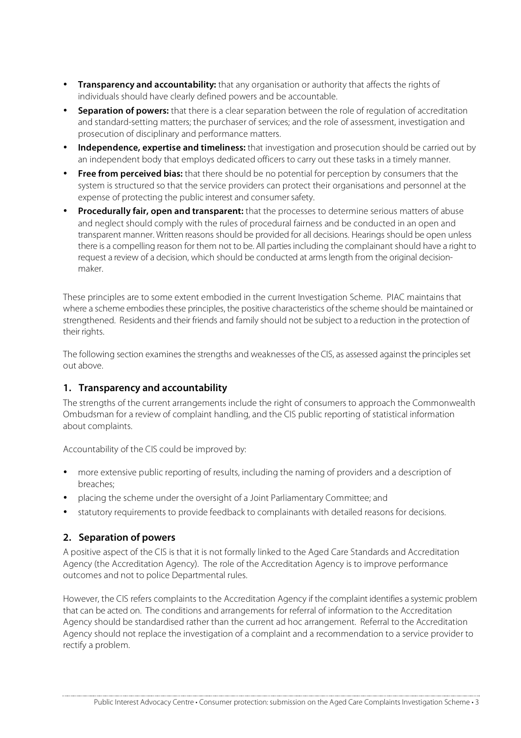- **Transparency and accountability:** that any organisation or authority that affects the rights of individuals should have clearly defined powers and be accountable.
- **Separation of powers:** that there is a clear separation between the role of regulation of accreditation and standard-setting matters; the purchaser of services; and the role of assessment, investigation and prosecution of disciplinary and performance matters.
- **Independence, expertise and timeliness:** that investigation and prosecution should be carried out by an independent body that employs dedicated officers to carry out these tasks in a timely manner.
- **Free from perceived bias:** that there should be no potential for perception by consumers that the system is structured so that the service providers can protect their organisations and personnel at the expense of protecting the public interest and consumer safety.
- **Procedurally fair, open and transparent:** that the processes to determine serious matters of abuse and neglect should comply with the rules of procedural fairness and be conducted in an open and transparent manner. Written reasons should be provided for all decisions. Hearings should be open unless there is a compelling reason for them not to be. All parties including the complainant should have a right to request a review of a decision, which should be conducted at arms length from the original decision-maker.

These principles are to some extent embodied in the current Investigation Scheme. PIAC maintains that where a scheme embodies these principles, the positive characteristics of the scheme should be maintained or strengthened. Residents and their friends and family should not be subject to a reduction in the protection of their rights.

The following section examines the strengths and weaknesses of the CIS, as assessed against the principles set out above.

## 1. Transparency and accountability

The strengths of the current arrangements include the right of consumers to approach the Commonwealth Ombudsman for a review of complaint handling, and the CIS public reporting of statistical information about complaints.

Accountability of the CIS could be improved by:

- more extensive public reporting of results, including the naming of providers and a description of breaches;
- placing the scheme under the oversight of a Joint Parliamentary Committee; and
- statutory requirements to provide feedback to complainants with detailed reasons for decisions.

## 2. Separation of powers

A positive aspect of the CIS is that it is not formally linked to the Aged Care Standards and Accreditation Agency (the Accreditation Agency). The role of the Accreditation Agency is to improve performance outcomes and not to police Departmental rules.

However, the CIS refers complaints to the Accreditation Agency if the complaint identifies a systemic problem that can be acted on. The conditions and arrangements for referral of information to the Accreditation Agency should be standardised rather than the current ad hoc arrangement. Referral to the Accreditation Agency should not replace the investigation of a complaint and a recommendation to a service provider to rectify a problem.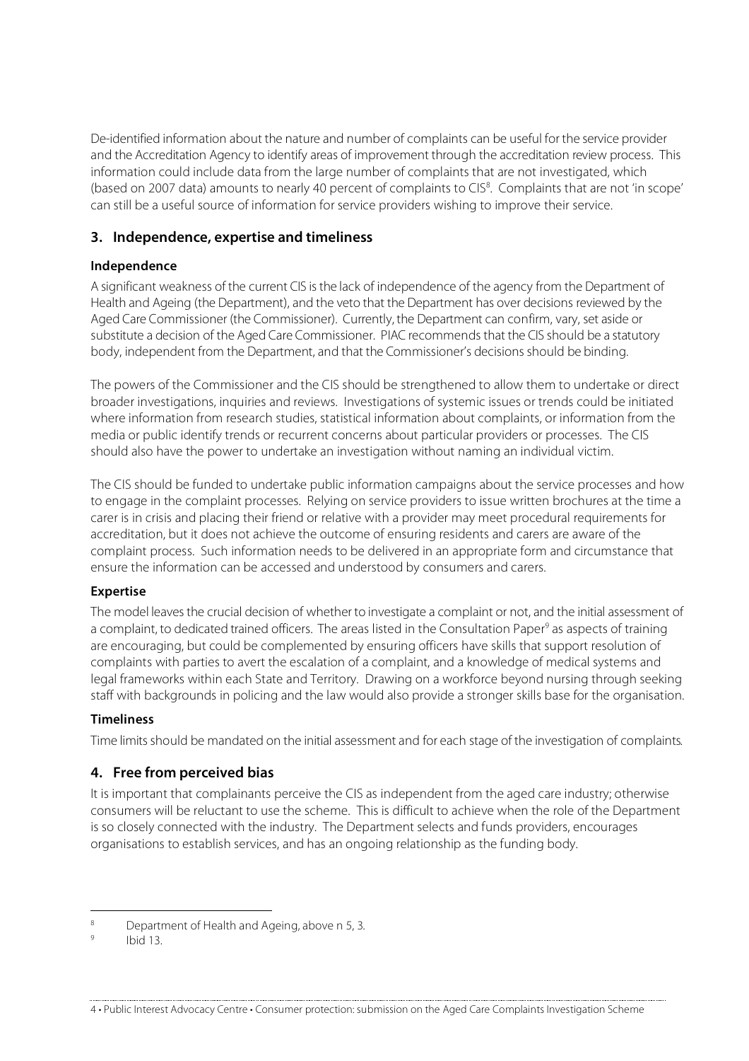De-identified information about the nature and number of complaints can be useful for the service provider and the Accreditation Agency to identify areas of improvement through the accreditation review process. This information could include data from the large number of complaints that are not investigated, which (based on 2007 data) amounts to nearly 40 percent of complaints to CIS[8]. Complaints that are not 'in scope' can still be a useful source of information for service providers wishing to improve their service.

## 3. Independence, expertise and timeliness

### Independence

A significant weakness of the current CIS is the lack of independence of the agency from the Department of Health and Ageing (the Department), and the veto that the Department has over decisions reviewed by the Aged Care Commissioner (the Commissioner). Currently, the Department can confirm, vary, set aside or substitute a decision of the Aged Care Commissioner. PIAC recommends that the CIS should be a statutory body, independent from the Department, and that the Commissioner's decisions should be binding.

The powers of the Commissioner and the CIS should be strengthened to allow them to undertake or direct broader investigations, inquiries and reviews. Investigations of systemic issues or trends could be initiated where information from research studies, statistical information about complaints, or information from the media or public identify trends or recurrent concerns about particular providers or processes. The CIS should also have the power to undertake an investigation without naming an individual victim.

The CIS should be funded to undertake public information campaigns about the service processes and how to engage in the complaint processes. Relying on service providers to issue written brochures at the time a carer is in crisis and placing their friend or relative with a provider may meet procedural requirements for accreditation, but it does not achieve the outcome of ensuring residents and carers are aware of the complaint process. Such information needs to be delivered in an appropriate form and circumstance that ensure the information can be accessed and understood by consumers and carers.

### Expertise

The model leaves the crucial decision of whether to investigate a complaint or not, and the initial assessment of a complaint, to dedicated trained officers. The areas listed in the Consultation Paper[9] as aspects of training are encouraging, but could be complemented by ensuring officers have skills that support resolution of complaints with parties to avert the escalation of a complaint, and a knowledge of medical systems and legal frameworks within each State and Territory. Drawing on a workforce beyond nursing through seeking staff with backgrounds in policing and the law would also provide a stronger skills base for the organisation.

### Timeliness

Time limits should be mandated on the initial assessment and for each stage of the investigation of complaints.

## 4. Free from perceived bias

It is important that complainants perceive the CIS as independent from the aged care industry; otherwise consumers will be reluctant to use the scheme. This is difficult to achieve when the role of the Department is so closely connected with the industry. The Department selects and funds providers, encourages organisations to establish services, and has an ongoing relationship as the funding body.

---

[8] Department of Health and Ageing, above n 5, 3.

[9] Ibid 13.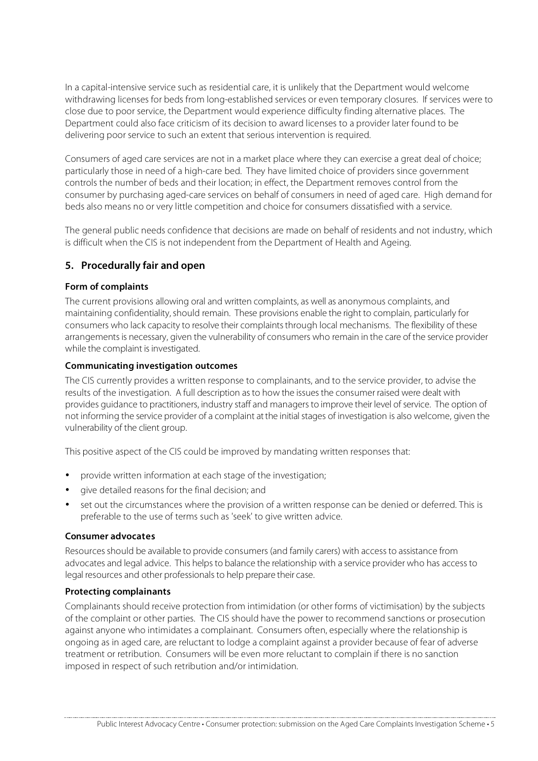In a capital-intensive service such as residential care, it is unlikely that the Department would welcome withdrawing licenses for beds from long-established services or even temporary closures. If services were to close due to poor service, the Department would experience difficulty finding alternative places. The Department could also face criticism of its decision to award licenses to a provider later found to be delivering poor service to such an extent that serious intervention is required.

Consumers of aged care services are not in a market place where they can exercise a great deal of choice; particularly those in need of a high-care bed. They have limited choice of providers since government controls the number of beds and their location; in effect, the Department removes control from the consumer by purchasing aged-care services on behalf of consumers in need of aged care. High demand for beds also means no or very little competition and choice for consumers dissatisfied with a service.

The general public needs confidence that decisions are made on behalf of residents and not industry, which is difficult when the CIS is not independent from the Department of Health and Ageing.

## 5. Procedurally fair and open

### Form of complaints

The current provisions allowing oral and written complaints, as well as anonymous complaints, and maintaining confidentiality, should remain. These provisions enable the right to complain, particularly for consumers who lack capacity to resolve their complaints through local mechanisms. The flexibility of these arrangements is necessary, given the vulnerability of consumers who remain in the care of the service provider while the complaint is investigated.

### Communicating investigation outcomes

The CIS currently provides a written response to complainants, and to the service provider, to advise the results of the investigation. A full description as to how the issues the consumer raised were dealt with provides guidance to practitioners, industry staff and managers to improve their level of service. The option of not informing the service provider of a complaint at the initial stages of investigation is also welcome, given the vulnerability of the client group.

This positive aspect of the CIS could be improved by mandating written responses that:

- provide written information at each stage of the investigation;
- give detailed reasons for the final decision; and
- set out the circumstances where the provision of a written response can be denied or deferred. This is preferable to the use of terms such as 'seek' to give written advice.

### Consumer advocates

Resources should be available to provide consumers (and family carers) with access to assistance from advocates and legal advice. This helps to balance the relationship with a service provider who has access to legal resources and other professionals to help prepare their case.

### Protecting complainants

Complainants should receive protection from intimidation (or other forms of victimisation) by the subjects of the complaint or other parties. The CIS should have the power to recommend sanctions or prosecution against anyone who intimidates a complainant. Consumers often, especially where the relationship is ongoing as in aged care, are reluctant to lodge a complaint against a provider because of fear of adverse treatment or retribution. Consumers will be even more reluctant to complain if there is no sanction imposed in respect of such retribution and/or intimidation.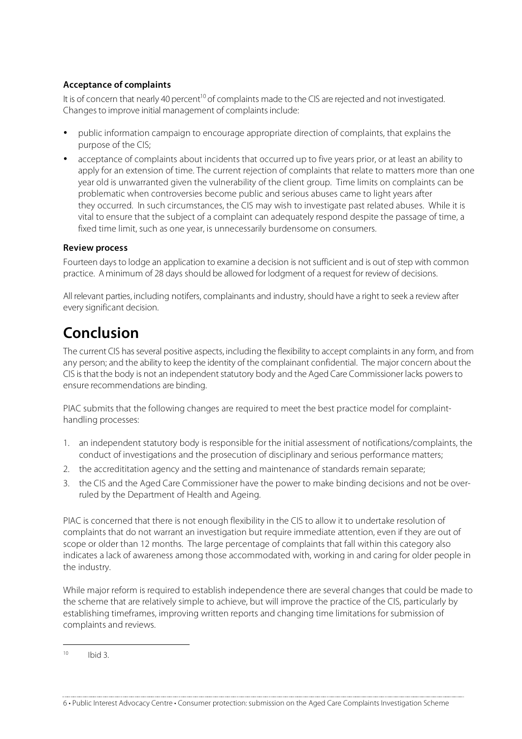### Acceptance of complaints

It is of concern that nearly 40 percent[10] of complaints made to the CIS are rejected and not investigated. Changes to improve initial management of complaints include:

- public information campaign to encourage appropriate direction of complaints, that explains the purpose of the CIS;
- acceptance of complaints about incidents that occurred up to five years prior, or at least an ability to apply for an extension of time. The current rejection of complaints that relate to matters more than one year old is unwarranted given the vulnerability of the client group. Time limits on complaints can be problematic when controversies become public and serious abuses came to light years after they occurred. In such circumstances, the CIS may wish to investigate past related abuses. While it is vital to ensure that the subject of a complaint can adequately respond despite the passage of time, a fixed time limit, such as one year, is unnecessarily burdensome on consumers.

### Review process

Fourteen days to lodge an application to examine a decision is not sufficient and is out of step with common practice. A minimum of 28 days should be allowed for lodgment of a request for review of decisions.

All relevant parties, including notifers, complainants and industry, should have a right to seek a review after every significant decision.

## Conclusion

The current CIS has several positive aspects, including the flexibility to accept complaints in any form, and from any person; and the ability to keep the identity of the complainant confidential. The major concern about the CIS is that the body is not an independent statutory body and the Aged Care Commissioner lacks powers to ensure recommendations are binding.

PIAC submits that the following changes are required to meet the best practice model for complaint-handling processes:

1. an independent statutory body is responsible for the initial assessment of notifications/complaints, the conduct of investigations and the prosecution of disciplinary and serious performance matters;
2. the accredititation agency and the setting and maintenance of standards remain separate;
3. the CIS and the Aged Care Commissioner have the power to make binding decisions and not be over-ruled by the Department of Health and Ageing.

PIAC is concerned that there is not enough flexibility in the CIS to allow it to undertake resolution of complaints that do not warrant an investigation but require immediate attention, even if they are out of scope or older than 12 months. The large percentage of complaints that fall within this category also indicates a lack of awareness among those accommodated with, working in and caring for older people in the industry.

While major reform is required to establish independence there are several changes that could be made to the scheme that are relatively simple to achieve, but will improve the practice of the CIS, particularly by establishing timeframes, improving written reports and changing time limitations for submission of complaints and reviews.

---

[10] Ibid 3.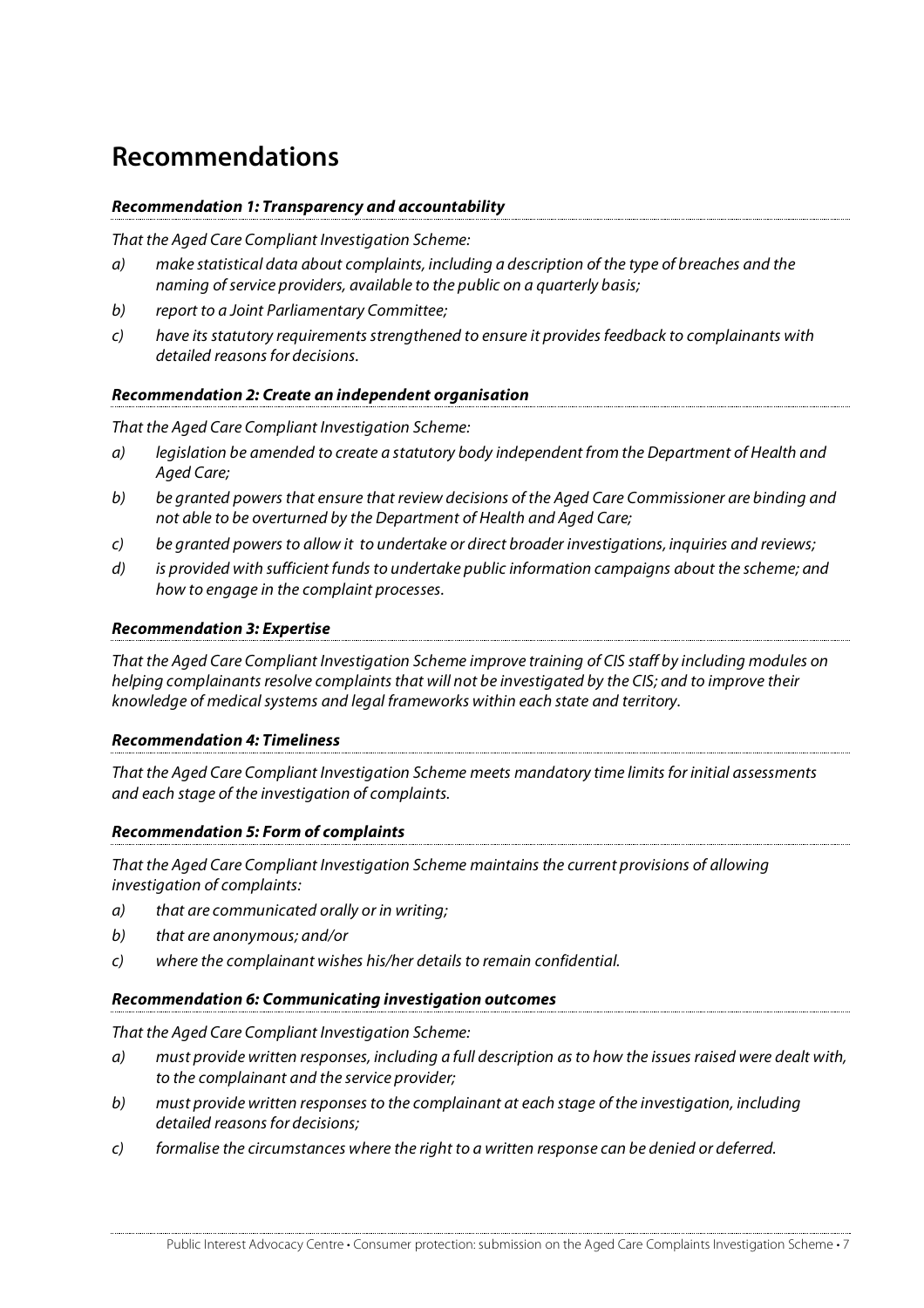# Recommendations

***Recommendation 1: Transparency and accountability***

*That the Aged Care Compliant Investigation Scheme:*

*a) make statistical data about complaints, including a description of the type of breaches and the naming of service providers, available to the public on a quarterly basis;*

*b) report to a Joint Parliamentary Committee;*

*c) have its statutory requirements strengthened to ensure it provides feedback to complainants with detailed reasons for decisions.*

***Recommendation 2: Create an independent organisation***

*That the Aged Care Compliant Investigation Scheme:*

*a) legislation be amended to create a statutory body independent from the Department of Health and Aged Care;*

*b) be granted powers that ensure that review decisions of the Aged Care Commissioner are binding and not able to be overturned by the Department of Health and Aged Care;*

*c) be granted powers to allow it to undertake or direct broader investigations, inquiries and reviews;*

*d) is provided with sufficient funds to undertake public information campaigns about the scheme; and how to engage in the complaint processes.*

***Recommendation 3: Expertise***

*That the Aged Care Compliant Investigation Scheme improve training of CIS staff by including modules on helping complainants resolve complaints that will not be investigated by the CIS; and to improve their knowledge of medical systems and legal frameworks within each state and territory.*

***Recommendation 4: Timeliness***

*That the Aged Care Compliant Investigation Scheme meets mandatory time limits for initial assessments and each stage of the investigation of complaints.*

***Recommendation 5: Form of complaints***

*That the Aged Care Compliant Investigation Scheme maintains the current provisions of allowing investigation of complaints:*

*a) that are communicated orally or in writing;*

*b) that are anonymous; and/or*

*c) where the complainant wishes his/her details to remain confidential.*

***Recommendation 6: Communicating investigation outcomes***

*That the Aged Care Compliant Investigation Scheme:*

*a) must provide written responses, including a full description as to how the issues raised were dealt with, to the complainant and the service provider;*

*b) must provide written responses to the complainant at each stage of the investigation, including detailed reasons for decisions;*

*c) formalise the circumstances where the right to a written response can be denied or deferred.*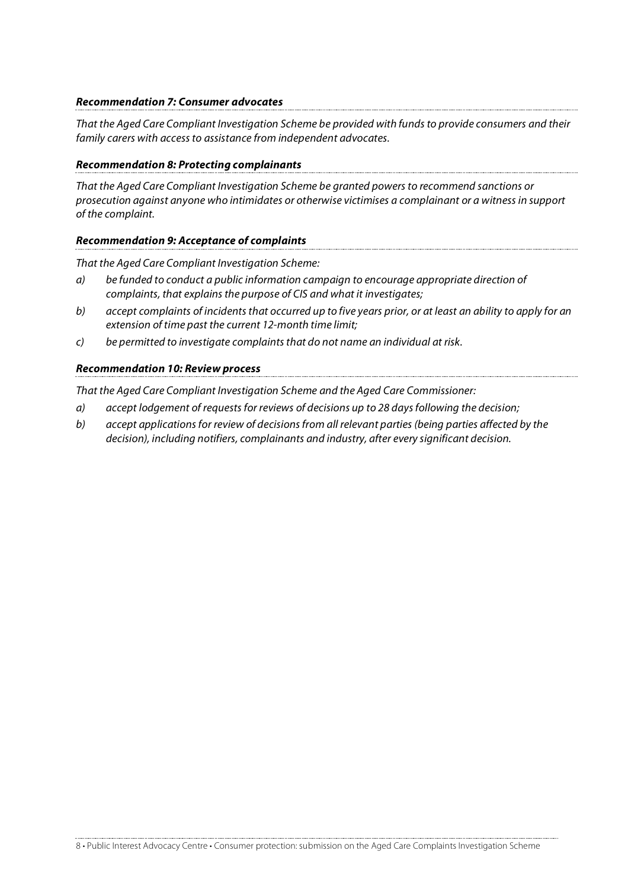***Recommendation 7: Consumer advocates***

*That the Aged Care Compliant Investigation Scheme be provided with funds to provide consumers and their family carers with access to assistance from independent advocates.*

***Recommendation 8: Protecting complainants***

*That the Aged Care Compliant Investigation Scheme be granted powers to recommend sanctions or prosecution against anyone who intimidates or otherwise victimises a complainant or a witness in support of the complaint.*

***Recommendation 9: Acceptance of complaints***

*That the Aged Care Compliant Investigation Scheme:*

*a) be funded to conduct a public information campaign to encourage appropriate direction of complaints, that explains the purpose of CIS and what it investigates;*

*b) accept complaints of incidents that occurred up to five years prior, or at least an ability to apply for an extension of time past the current 12-month time limit;*

*c) be permitted to investigate complaints that do not name an individual at risk.*

***Recommendation 10: Review process***

*That the Aged Care Compliant Investigation Scheme and the Aged Care Commissioner:*

*a) accept lodgement of requests for reviews of decisions up to 28 days following the decision;*

*b) accept applications for review of decisions from all relevant parties (being parties affected by the decision), including notifiers, complainants and industry, after every significant decision.*